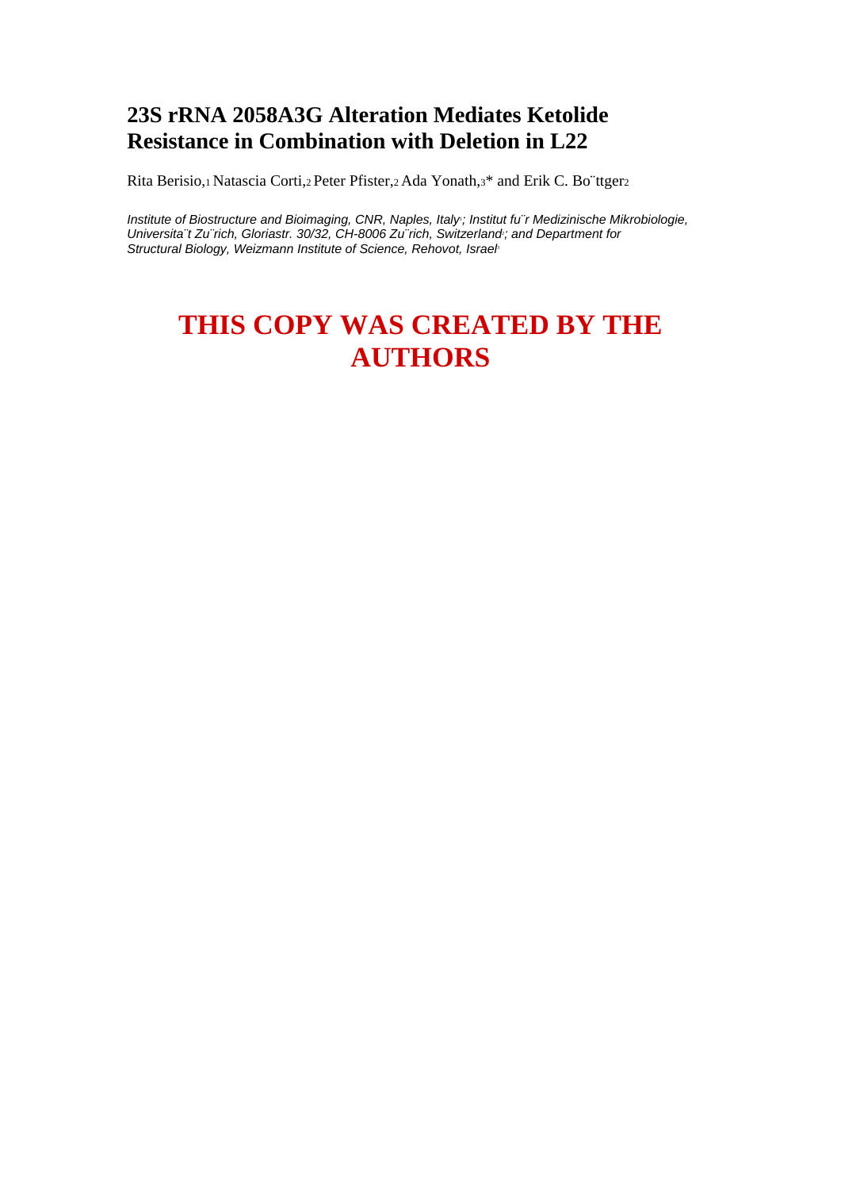# 23S rRNA 2058A3G Alteration Mediates Ketolide Resistance in Combination with Deletion in L22

Rita Berisio,[1] Natascia Corti,[2] Peter Pfister,[2] Ada Yonath,[3]* and Erik C. Böttger[2]

*Institute of Biostructure and Bioimaging, CNR, Naples, Italy[1]; Institut für Medizinische Mikrobiologie, Universität Zürich, Gloriastr. 30/32, CH-8006 Zürich, Switzerland[2]; and Department for Structural Biology, Weizmann Institute of Science, Rehovot, Israel[3]*

## THIS COPY WAS CREATED BY THE AUTHORS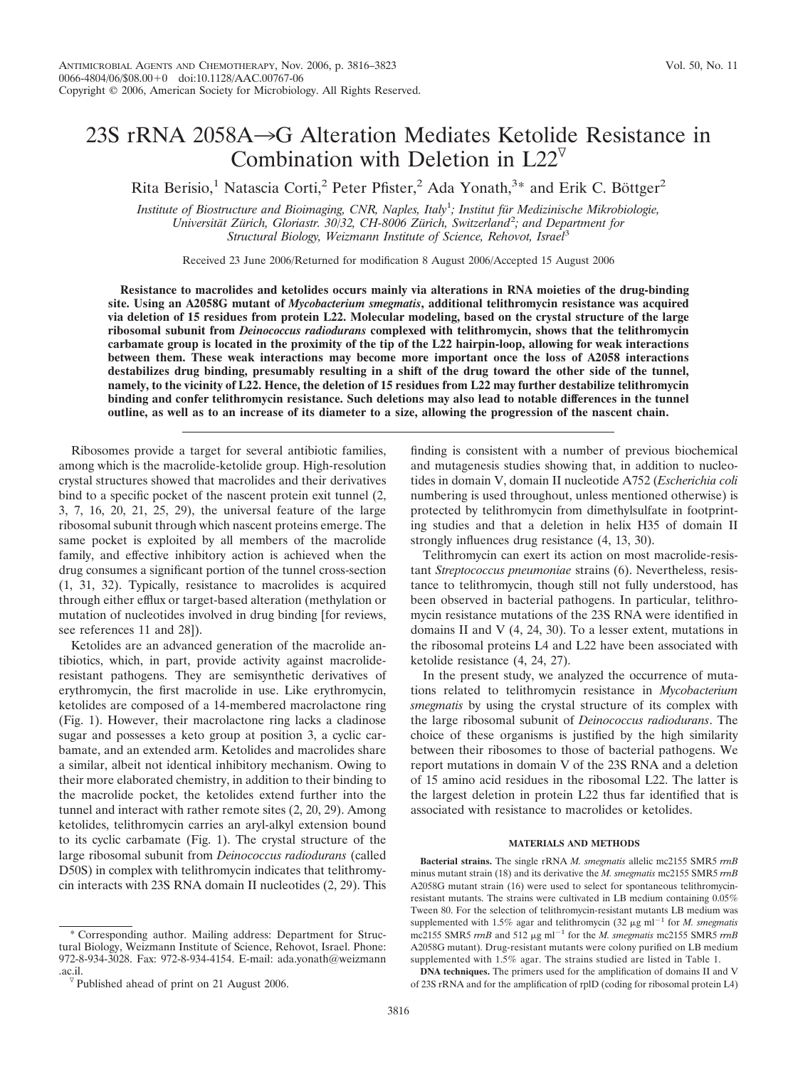# 23S rRNA 2058A→G Alteration Mediates Ketolide Resistance in Combination with Deletion in L22

Rita Berisio,[1] Natascia Corti,[2] Peter Pfister,[2] Ada Yonath,[3]* and Erik C. Böttger[2]

*Institute of Biostructure and Bioimaging, CNR, Naples, Italy*[1]*; Institut für Medizinische Mikrobiologie, Universität Zürich, Gloriastr. 30/32, CH-8006 Zürich, Switzerland*[2]*; and Department for Structural Biology, Weizmann Institute of Science, Rehovot, Israel*[3]

Received 23 June 2006/Returned for modification 8 August 2006/Accepted 15 August 2006

**Resistance to macrolides and ketolides occurs mainly via alterations in RNA moieties of the drug-binding site. Using an A2058G mutant of *Mycobacterium smegmatis*, additional telithromycin resistance was acquired via deletion of 15 residues from protein L22. Molecular modeling, based on the crystal structure of the large ribosomal subunit from *Deinococcus radiodurans* complexed with telithromycin, shows that the telithromycin carbamate group is located in the proximity of the tip of the L22 hairpin-loop, allowing for weak interactions between them. These weak interactions may become more important once the loss of A2058 interactions destabilizes drug binding, presumably resulting in a shift of the drug toward the other side of the tunnel, namely, to the vicinity of L22. Hence, the deletion of 15 residues from L22 may further destabilize telithromycin binding and confer telithromycin resistance. Such deletions may also lead to notable differences in the tunnel outline, as well as to an increase of its diameter to a size, allowing the progression of the nascent chain.**

Ribosomes provide a target for several antibiotic families, among which is the macrolide-ketolide group. High-resolution crystal structures showed that macrolides and their derivatives bind to a specific pocket of the nascent protein exit tunnel (2, 3, 7, 16, 20, 21, 25, 29), the universal feature of the large ribosomal subunit through which nascent proteins emerge. The same pocket is exploited by all members of the macrolide family, and effective inhibitory action is achieved when the drug consumes a significant portion of the tunnel cross-section (1, 31, 32). Typically, resistance to macrolides is acquired through either efflux or target-based alteration (methylation or mutation of nucleotides involved in drug binding [for reviews, see references 11 and 28]).

Ketolides are an advanced generation of the macrolide antibiotics, which, in part, provide activity against macrolide-resistant pathogens. They are semisynthetic derivatives of erythromycin, the first macrolide in use. Like erythromycin, ketolides are composed of a 14-membered macrolactone ring (Fig. 1). However, their macrolactone ring lacks a cladinose sugar and possesses a keto group at position 3, a cyclic carbamate, and an extended arm. Ketolides and macrolides share a similar, albeit not identical inhibitory mechanism. Owing to their more elaborated chemistry, in addition to their binding to the macrolide pocket, the ketolides extend further into the tunnel and interact with rather remote sites (2, 20, 29). Among ketolides, telithromycin carries an aryl-alkyl extension bound to its cyclic carbamate (Fig. 1). The crystal structure of the large ribosomal subunit from *Deinococcus radiodurans* (called D50S) in complex with telithromycin indicates that telithromycin interacts with 23S RNA domain II nucleotides (2, 29). This finding is consistent with a number of previous biochemical and mutagenesis studies showing that, in addition to nucleotides in domain V, domain II nucleotide A752 (*Escherichia coli* numbering is used throughout, unless mentioned otherwise) is protected by telithromycin from dimethylsulfate in footprinting studies and that a deletion in helix H35 of domain II strongly influences drug resistance (4, 13, 30).

Telithromycin can exert its action on most macrolide-resistant *Streptococcus pneumoniae* strains (6). Nevertheless, resistance to telithromycin, though still not fully understood, has been observed in bacterial pathogens. In particular, telithromycin resistance mutations of the 23S RNA were identified in domains II and V (4, 24, 30). To a lesser extent, mutations in the ribosomal proteins L4 and L22 have been associated with ketolide resistance (4, 24, 27).

In the present study, we analyzed the occurrence of mutations related to telithromycin resistance in *Mycobacterium smegmatis* by using the crystal structure of its complex with the large ribosomal subunit of *Deinococcus radiodurans*. The choice of these organisms is justified by the high similarity between their ribosomes to those of bacterial pathogens. We report mutations in domain V of the 23S RNA and a deletion of 15 amino acid residues in the ribosomal L22. The latter is the largest deletion in protein L22 thus far identified that is associated with resistance to macrolides or ketolides.

## MATERIALS AND METHODS

**Bacterial strains.** The single rRNA *M. smegmatis* allelic mc2155 SMR5 *rrnB* minus mutant strain (18) and its derivative the *M. smegmatis* mc2155 SMR5 *rrnB* A2058G mutant strain (16) were used to select for spontaneous telithromycin-resistant mutants. The strains were cultivated in LB medium containing 0.05% Tween 80. For the selection of telithromycin-resistant mutants LB medium was supplemented with 1.5% agar and telithromycin (32 μg ml$^{-1}$ for *M. smegmatis* mc2155 SMR5 *rrnB* and 512 μg ml$^{-1}$ for the *M. smegmatis* mc2155 SMR5 *rrnB* A2058G mutant). Drug-resistant mutants were colony purified on LB medium supplemented with 1.5% agar. The strains studied are listed in Table 1.

**DNA techniques.** The primers used for the amplification of domains II and V of 23S rRNA and for the amplification of rplD (coding for ribosomal protein L4)

\* Corresponding author. Mailing address: Department for Structural Biology, Weizmann Institute of Science, Rehovot, Israel. Phone: 972-8-934-3028. Fax: 972-8-934-4154. E-mail: ada.yonath@weizmann.ac.il.

▽ Published ahead of print on 21 August 2006.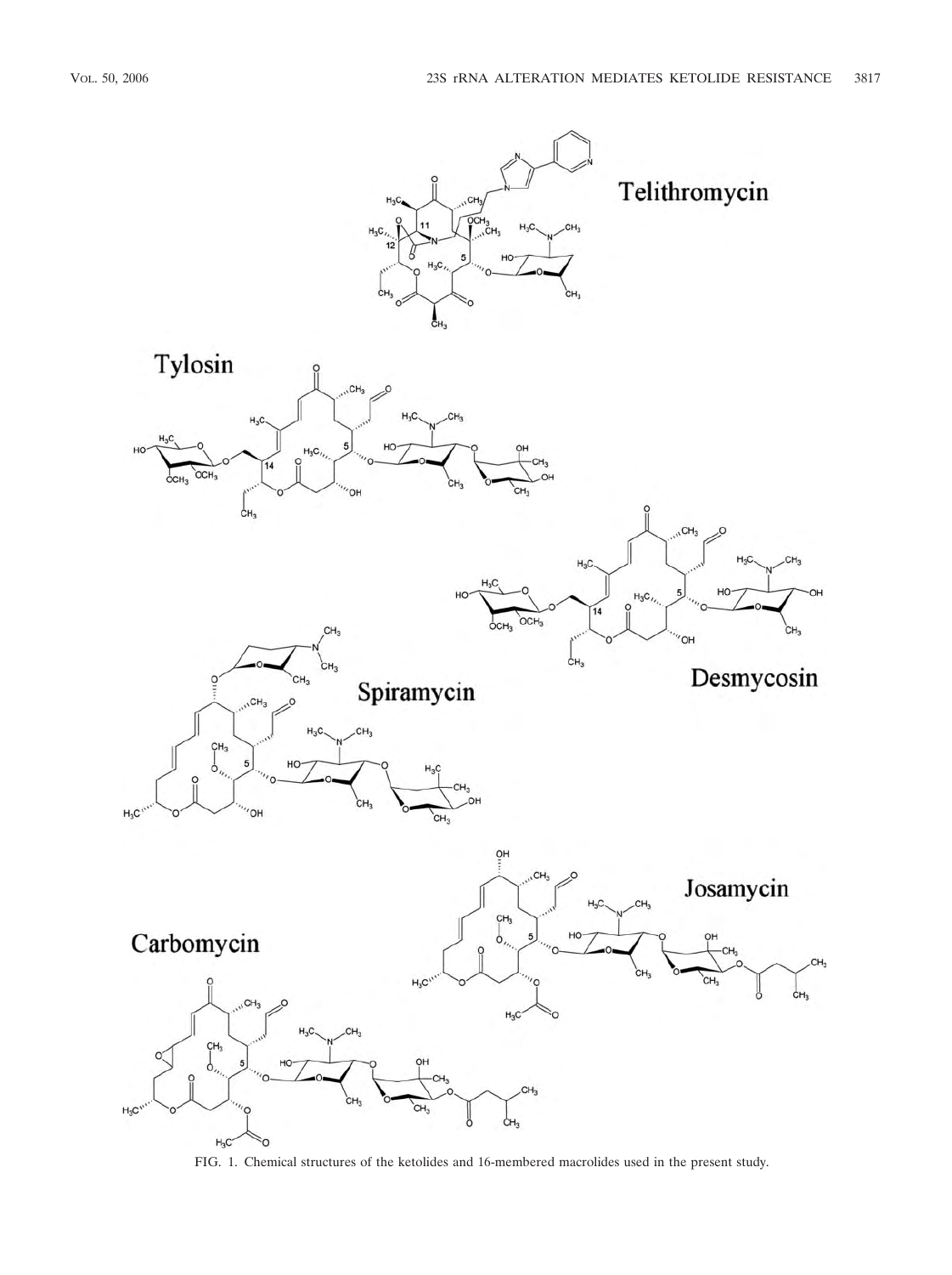FIG. 1. Chemical structures of the ketolides and 16-membered macrolides used in the present study.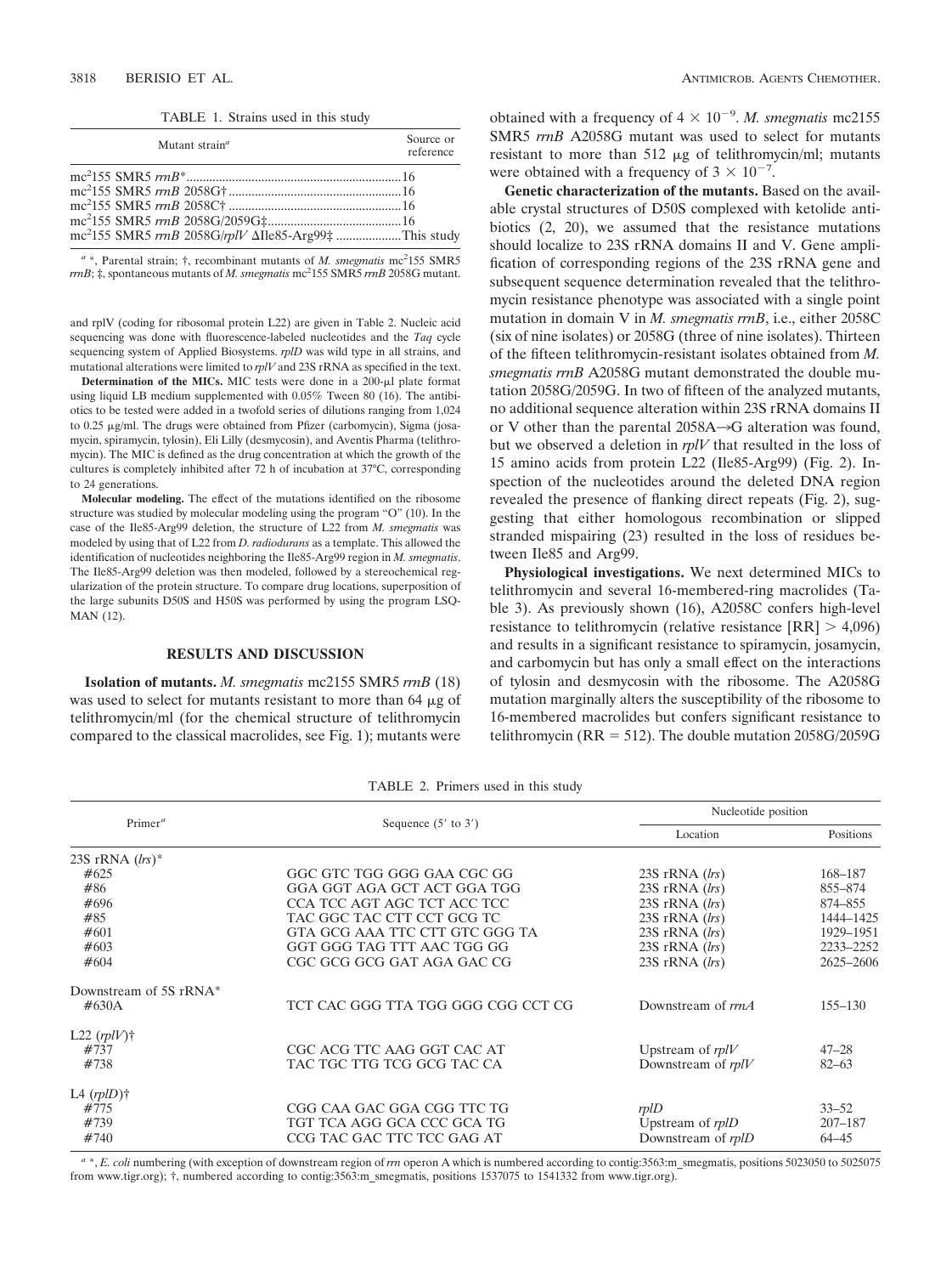TABLE 1. Strains used in this study

| Mutant strain[a] | Source or reference |
|---|---|
| $mc^2155$ SMR5 *rrnB*\* | 16 |
| $mc^2155$ SMR5 *rrnB* 2058G† | 16 |
| $mc^2155$ SMR5 *rrnB* 2058C† | 16 |
| $mc^2155$ SMR5 *rrnB* 2058G/2059G‡ | 16 |
| $mc^2155$ SMR5 *rrnB* 2058G/*rplV* ΔIle85-Arg99‡ | This study |

[a] \*, Parental strain; †, recombinant mutants of *M. smegmatis* $mc^2155$ SMR5 *rrnB*; ‡, spontaneous mutants of *M. smegmatis* $mc^2155$ SMR5 *rrnB* 2058G mutant.

and rplV (coding for ribosomal protein L22) are given in Table 2. Nucleic acid sequencing was done with fluorescence-labeled nucleotides and the *Taq* cycle sequencing system of Applied Biosystems. *rplD* was wild type in all strains, and mutational alterations were limited to *rplV* and 23S rRNA as specified in the text.

**Determination of the MICs.** MIC tests were done in a 200-μl plate format using liquid LB medium supplemented with 0.05% Tween 80 (16). The antibiotics to be tested were added in a twofold series of dilutions ranging from 1,024 to 0.25 μg/ml. The drugs were obtained from Pfizer (carbomycin), Sigma (josamycin, spiramycin, tylosin), Eli Lilly (desmycosin), and Aventis Pharma (telithromycin). The MIC is defined as the drug concentration at which the growth of the cultures is completely inhibited after 72 h of incubation at 37°C, corresponding to 24 generations.

**Molecular modeling.** The effect of the mutations identified on the ribosome structure was studied by molecular modeling using the program "O" (10). In the case of the Ile85-Arg99 deletion, the structure of L22 from *M. smegmatis* was modeled by using that of L22 from *D. radiodurans* as a template. This allowed the identification of nucleotides neighboring the Ile85-Arg99 region in *M. smegmatis*. The Ile85-Arg99 deletion was then modeled, followed by a stereochemical regularization of the protein structure. To compare drug locations, superposition of the large subunits D50S and H50S was performed by using the program LSQ-MAN (12).

## RESULTS AND DISCUSSION

**Isolation of mutants.** *M. smegmatis* mc2155 SMR5 *rrnB* (18) was used to select for mutants resistant to more than 64 μg of telithromycin/ml (for the chemical structure of telithromycin compared to the classical macrolides, see Fig. 1); mutants were obtained with a frequency of $4 \times 10^{-9}$. *M. smegmatis* mc2155 SMR5 *rrnB* A2058G mutant was used to select for mutants resistant to more than 512 μg of telithromycin/ml; mutants were obtained with a frequency of $3 \times 10^{-7}$.

**Genetic characterization of the mutants.** Based on the available crystal structures of D50S complexed with ketolide antibiotics (2, 20), we assumed that the resistance mutations should localize to 23S rRNA domains II and V. Gene amplification of corresponding regions of the 23S rRNA gene and subsequent sequence determination revealed that the telithromycin resistance phenotype was associated with a single point mutation in domain V in *M. smegmatis rrnB*, i.e., either 2058C (six of nine isolates) or 2058G (three of nine isolates). Thirteen of the fifteen telithromycin-resistant isolates obtained from *M. smegmatis rrnB* A2058G mutant demonstrated the double mutation 2058G/2059G. In two of fifteen of the analyzed mutants, no additional sequence alteration within 23S rRNA domains II or V other than the parental 2058A→G alteration was found, but we observed a deletion in *rplV* that resulted in the loss of 15 amino acids from protein L22 (Ile85-Arg99) (Fig. 2). Inspection of the nucleotides around the deleted DNA region revealed the presence of flanking direct repeats (Fig. 2), suggesting that either homologous recombination or slipped stranded mispairing (23) resulted in the loss of residues between Ile85 and Arg99.

**Physiological investigations.** We next determined MICs to telithromycin and several 16-membered-ring macrolides (Table 3). As previously shown (16), A2058C confers high-level resistance to telithromycin (relative resistance [RR] > 4,096) and results in a significant resistance to spiramycin, josamycin, and carbomycin but has only a small effect on the interactions of tylosin and desmycosin with the ribosome. The A2058G mutation marginally alters the susceptibility of the ribosome to 16-membered macrolides but confers significant resistance to telithromycin (RR = 512). The double mutation 2058G/2059G

TABLE 2. Primers used in this study

| Primer[a] | Sequence (5′ to 3′) | Nucleotide position | |
|---|---|---|---|
| | | Location | Positions |
| 23S rRNA (*lrs*)\* | | | |
| #625 | GGC GTC TGG GGG GAA CGC GG | 23S rRNA (*lrs*) | 168–187 |
| #86 | GGA GGT AGA GCT ACT GGA TGG | 23S rRNA (*lrs*) | 855–874 |
| #696 | CCA TCC AGT AGC TCT ACC TCC | 23S rRNA (*lrs*) | 874–855 |
| #85 | TAC GGC TAC CTT CCT GCG TC | 23S rRNA (*lrs*) | 1444–1425 |
| #601 | GTA GCG AAA TTC CTT GTC GGG TA | 23S rRNA (*lrs*) | 1929–1951 |
| #603 | GGT GGG TAG TTT AAC TGG GG | 23S rRNA (*lrs*) | 2233–2252 |
| #604 | CGC GCG GCG GAT AGA GAC CG | 23S rRNA (*lrs*) | 2625–2606 |
| Downstream of 5S rRNA\* | | | |
| #630A | TCT CAC GGG TTA TGG GGG CGG CCT CG | Downstream of *rrnA* | 155–130 |
| L22 (*rplV*)† | | | |
| #737 | CGC ACG TTC AAG GGT CAC AT | Upstream of *rplV* | 47–28 |
| #738 | TAC TGC TTG TCG GCG TAC CA | Downstream of *rplV* | 82–63 |
| L4 (*rplD*)† | | | |
| #775 | CGG CAA GAC GGA CGG TTC TG | *rplD* | 33–52 |
| #739 | TGT TCA AGG GCA CCC GCA TG | Upstream of *rplD* | 207–187 |
| #740 | CCG TAC GAC TTC TCC GAG AT | Downstream of *rplD* | 64–45 |

[a] \*, *E. coli* numbering (with exception of downstream region of *rrn* operon A which is numbered according to contig:3563:m_smegmatis, positions 5023050 to 5025075 from www.tigr.org); †, numbered according to contig:3563:m_smegmatis, positions 1537075 to 1541332 from www.tigr.org).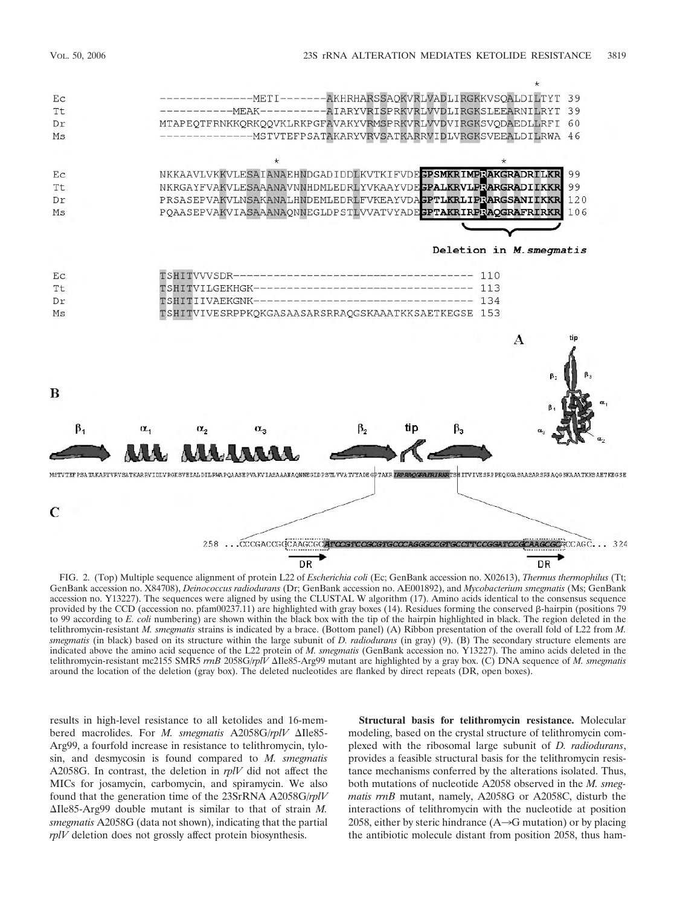```
                                                                              *
Ec   --------------METI-------AKHRHARSSAQKVRLVADLIRGKKVSQALDILTYT  39
Tt   -----------MEAK----------AIARYVRISPRKVRLVVDLIRGKSLEEARNILRYT  39
Dr   MTAPEQTFRNKKQRKQQVKLRKPGFAVAKYVRMSPRKVRLVVDVIRGKSVQDAEDLLRFI  60
Ms   --------------MSTVTEFPSATAKARYVRVSATKARRVIDLVRGKSVEEALDILRWA  46

                     *                                        *
Ec   NKKAAVLVKKVLESAIANAEHNDGADIDDLKVTKIFVDEGPSMKRIMPRAKGRADRILKR  99
Tt   NKRGAYFVAKVLESAAANAVNNHDMLEDRLYVKAAYVDEGPALKRVLPRARGRADIIKKR  99
Dr   PRSASEPVAKVLNSAKANALHNDEMLEDRLFVKEAYVDAGPTLKRLIPRARGSANIIKKR 120
Ms   PQAASEPVAKVIASAAAANAQNNEGLDPSTLVVATVYADEGPTAKRIRPRAQGRAFRIRKR 106

                                              Deletion in M.smegmatis

Ec   TSHITVVVSDR------------------------------------ 110
Tt   TSHITVILGEKHGK--------------------------------- 113
Dr   TSHITIIVAEKGNK--------------------------------- 134
Ms   TSHITVIVESRPPKQKGASAASARSRRAQGSKAAATKKSAETKEGSE 153
```

**A**

**B**

β1 α1 α2 α3 β2 tip β3

MSTVTEFPSATAKARYVRVSATKARRVIDLVRGKSVEEALDILRWAPQAASEPVAKVIASAAAANAQNNEGLDPSTLVVATVYADEGPTAKRIRPRAQGRAFRIRKRTSHITVIVESRPPKQKGASAASARSRRAQGSKAAATKKSAETKEGSE

**C**

258 ...CCCGACCGGCAAGCGCATCCGTCCGCGTGCCCAGGGCCGTGCCTTCCGGATCCGCAAGCGCCCCAGC... 324

DR DR

FIG. 2. (Top) Multiple sequence alignment of protein L22 of *Escherichia coli* (Ec; GenBank accession no. X02613), *Thermus thermophilus* (Tt; GenBank accession no. X84708), *Deinococcus radiodurans* (Dr; GenBank accession no. AE001892), and *Mycobacterium smegmatis* (Ms; GenBank accession no. Y13227). The sequences were aligned by using the CLUSTAL W algorithm (17). Amino acids identical to the consensus sequence provided by the CCD (accession no. pfam00237.11) are highlighted with gray boxes (14). Residues forming the conserved β-hairpin (positions 79 to 99 according to *E. coli* numbering) are shown within the black box with the tip of the hairpin highlighted in black. The region deleted in the telithromycin-resistant *M. smegmatis* strains is indicated by a brace. (Bottom panel) (A) Ribbon presentation of the overall fold of L22 from *M. smegmatis* (in black) based on its structure within the large subunit of *D. radiodurans* (in gray) (9). (B) The secondary structure elements are indicated above the amino acid sequence of the L22 protein of *M. smegmatis* (GenBank accession no. Y13227). The amino acids deleted in the telithromycin-resistant mc2155 SMR5 *rrnB* 2058G/*rplV* ΔIle85-Arg99 mutant are highlighted by a gray box. (C) DNA sequence of *M. smegmatis* around the location of the deletion (gray box). The deleted nucleotides are flanked by direct repeats (DR, open boxes).

results in high-level resistance to all ketolides and 16-membered macrolides. For *M. smegmatis* A2058G/*rplV* ΔIle85-Arg99, a fourfold increase in resistance to telithromycin, tylosin, and desmycosin is found compared to *M. smegmatis* A2058G. In contrast, the deletion in *rplV* did not affect the MICs for josamycin, carbomycin, and spiramycin. We also found that the generation time of the 23SrRNA A2058G/*rplV* ΔIle85-Arg99 double mutant is similar to that of strain *M. smegmatis* A2058G (data not shown), indicating that the partial *rplV* deletion does not grossly affect protein biosynthesis.

**Structural basis for telithromycin resistance.** Molecular modeling, based on the crystal structure of telithromycin complexed with the ribosomal large subunit of *D. radiodurans*, provides a feasible structural basis for the telithromycin resistance mechanisms conferred by the alterations isolated. Thus, both mutations of nucleotide A2058 observed in the *M. smegmatis rrnB* mutant, namely, A2058G or A2058C, disturb the interactions of telithromycin with the nucleotide at position 2058, either by steric hindrance (A→G mutation) or by placing the antibiotic molecule distant from position 2058, thus ham-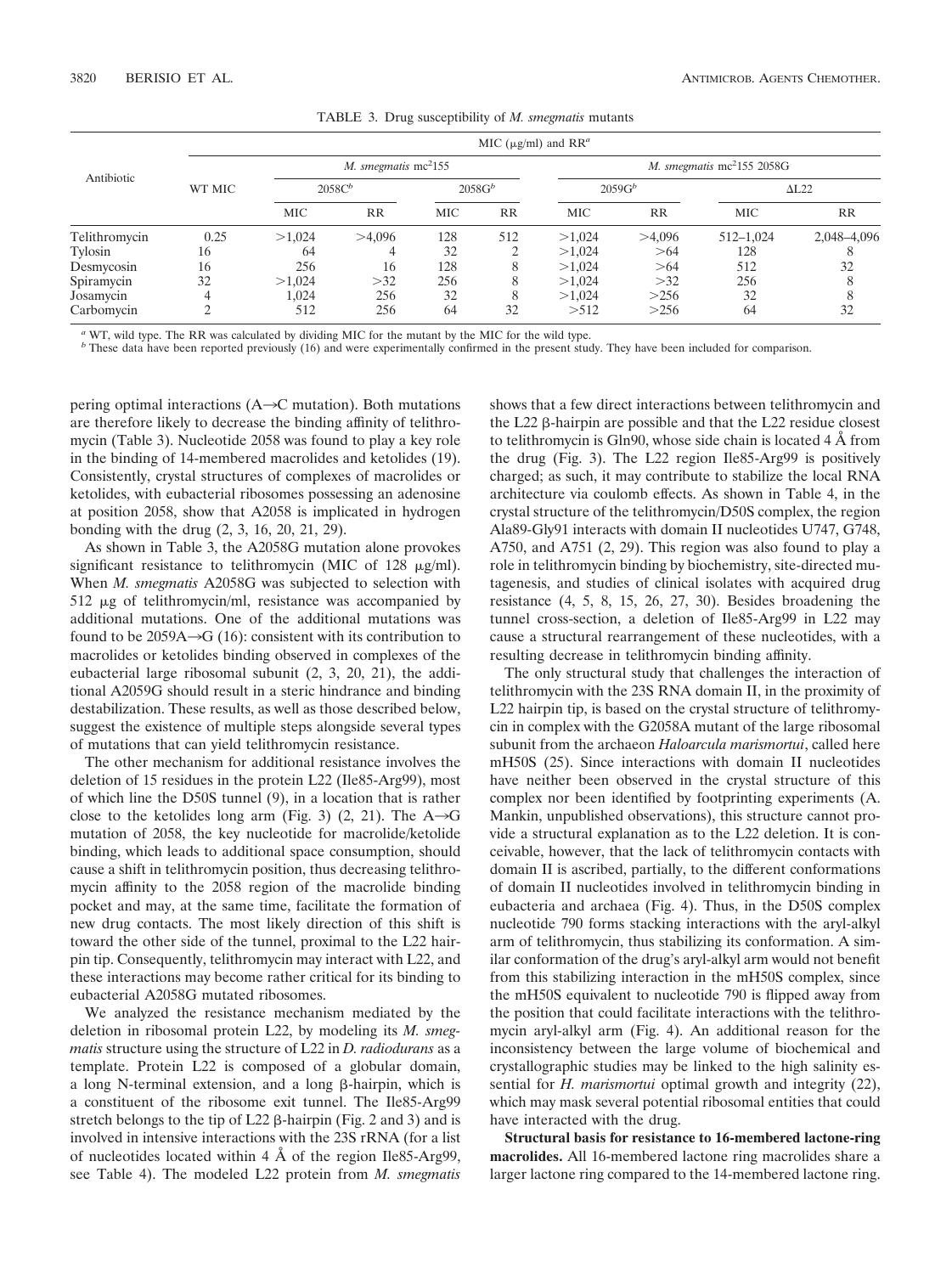TABLE 3. Drug susceptibility of *M. smegmatis* mutants

| Antibiotic | MIC (μg/ml) and RR[a] | | | | | | | | |
|---|---|---|---|---|---|---|---|---|---|
| | WT MIC | *M. smegmatis* mc²155 | | | | *M. smegmatis* mc²155 2058G | | | |
| | | 2058C[b] | | 2058G[b] | | 2059G[b] | | ΔL22 | |
| | | MIC | RR | MIC | RR | MIC | RR | MIC | RR |
| Telithromycin | 0.25 | >1,024 | >4,096 | 128 | 512 | >1,024 | >4,096 | 512–1,024 | 2,048–4,096 |
| Tylosin | 16 | 64 | 4 | 32 | 2 | >1,024 | >64 | 128 | 8 |
| Desmycosin | 16 | 256 | 16 | 128 | 8 | >1,024 | >64 | 512 | 32 |
| Spiramycin | 32 | >1,024 | >32 | 256 | 8 | >1,024 | >32 | 256 | 8 |
| Josamycin | 4 | 1,024 | 256 | 32 | 8 | >1,024 | >256 | 32 | 8 |
| Carbomycin | 2 | 512 | 256 | 64 | 32 | >512 | >256 | 64 | 32 |

[a] WT, wild type. The RR was calculated by dividing MIC for the mutant by the MIC for the wild type.

[b] These data have been reported previously (16) and were experimentally confirmed in the present study. They have been included for comparison.

pering optimal interactions (A→C mutation). Both mutations are therefore likely to decrease the binding affinity of telithromycin (Table 3). Nucleotide 2058 was found to play a key role in the binding of 14-membered macrolides and ketolides (19). Consistently, crystal structures of complexes of macrolides or ketolides, with eubacterial ribosomes possessing an adenosine at position 2058, show that A2058 is implicated in hydrogen bonding with the drug (2, 3, 16, 20, 21, 29).

As shown in Table 3, the A2058G mutation alone provokes significant resistance to telithromycin (MIC of 128 μg/ml). When *M. smegmatis* A2058G was subjected to selection with 512 μg of telithromycin/ml, resistance was accompanied by additional mutations. One of the additional mutations was found to be 2059A→G (16): consistent with its contribution to macrolides or ketolides binding observed in complexes of the eubacterial large ribosomal subunit (2, 3, 20, 21), the additional A2059G should result in a steric hindrance and binding destabilization. These results, as well as those described below, suggest the existence of multiple steps alongside several types of mutations that can yield telithromycin resistance.

The other mechanism for additional resistance involves the deletion of 15 residues in the protein L22 (Ile85-Arg99), most of which line the D50S tunnel (9), in a location that is rather close to the ketolides long arm (Fig. 3) (2, 21). The A→G mutation of 2058, the key nucleotide for macrolide/ketolide binding, which leads to additional space consumption, should cause a shift in telithromycin position, thus decreasing telithromycin affinity to the 2058 region of the macrolide binding pocket and may, at the same time, facilitate the formation of new drug contacts. The most likely direction of this shift is toward the other side of the tunnel, proximal to the L22 hairpin tip. Consequently, telithromycin may interact with L22, and these interactions may become rather critical for its binding to eubacterial A2058G mutated ribosomes.

We analyzed the resistance mechanism mediated by the deletion in ribosomal protein L22, by modeling its *M. smegmatis* structure using the structure of L22 in *D. radiodurans* as a template. Protein L22 is composed of a globular domain, a long N-terminal extension, and a long β-hairpin, which is a constituent of the ribosome exit tunnel. The Ile85-Arg99 stretch belongs to the tip of L22 β-hairpin (Fig. 2 and 3) and is involved in intensive interactions with the 23S rRNA (for a list of nucleotides located within 4 Å of the region Ile85-Arg99, see Table 4). The modeled L22 protein from *M. smegmatis* shows that a few direct interactions between telithromycin and the L22 β-hairpin are possible and that the L22 residue closest to telithromycin is Gln90, whose side chain is located 4 Å from the drug (Fig. 3). The L22 region Ile85-Arg99 is positively charged; as such, it may contribute to stabilize the local RNA architecture via coulomb effects. As shown in Table 4, in the crystal structure of the telithromycin/D50S complex, the region Ala89-Gly91 interacts with domain II nucleotides U747, G748, A750, and A751 (2, 29). This region was also found to play a role in telithromycin binding by biochemistry, site-directed mutagenesis, and studies of clinical isolates with acquired drug resistance (4, 5, 8, 15, 26, 27, 30). Besides broadening the tunnel cross-section, a deletion of Ile85-Arg99 in L22 may cause a structural rearrangement of these nucleotides, with a resulting decrease in telithromycin binding affinity.

The only structural study that challenges the interaction of telithromycin with the 23S RNA domain II, in the proximity of L22 hairpin tip, is based on the crystal structure of telithromycin in complex with the G2058A mutant of the large ribosomal subunit from the archaeon *Haloarcula marismortui*, called here mH50S (25). Since interactions with domain II nucleotides have neither been observed in the crystal structure of this complex nor been identified by footprinting experiments (A. Mankin, unpublished observations), this structure cannot provide a structural explanation as to the L22 deletion. It is conceivable, however, that the lack of telithromycin contacts with domain II is ascribed, partially, to the different conformations of domain II nucleotides involved in telithromycin binding in eubacteria and archaea (Fig. 4). Thus, in the D50S complex nucleotide 790 forms stacking interactions with the aryl-alkyl arm of telithromycin, thus stabilizing its conformation. A similar conformation of the drug's aryl-alkyl arm would not benefit from this stabilizing interaction in the mH50S complex, since the mH50S equivalent to nucleotide 790 is flipped away from the position that could facilitate interactions with the telithromycin aryl-alkyl arm (Fig. 4). An additional reason for the inconsistency between the large volume of biochemical and crystallographic studies may be linked to the high salinity essential for *H. marismortui* optimal growth and integrity (22), which may mask several potential ribosomal entities that could have interacted with the drug.

**Structural basis for resistance to 16-membered lactone-ring macrolides.** All 16-membered lactone ring macrolides share a larger lactone ring compared to the 14-membered lactone ring.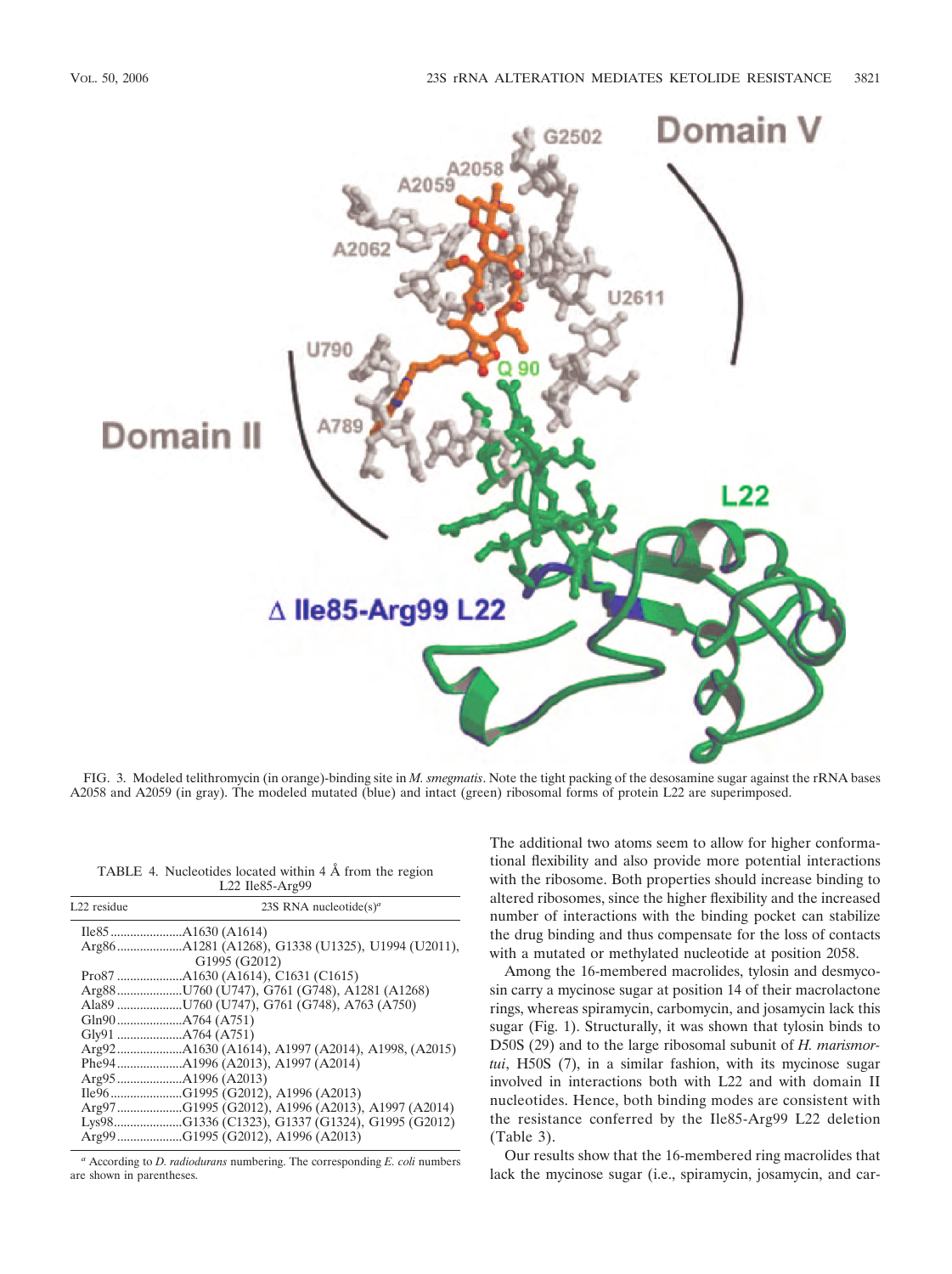FIG. 3. Modeled telithromycin (in orange)-binding site in *M. smegmatis*. Note the tight packing of the desosamine sugar against the rRNA bases A2058 and A2059 (in gray). The modeled mutated (blue) and intact (green) ribosomal forms of protein L22 are superimposed.

TABLE 4. Nucleotides located within 4 Å from the region L22 Ile85-Arg99

| L22 residue | 23S RNA nucleotide(s)[a] |
|---|---|
| Ile85 | A1630 (A1614) |
| Arg86 | A1281 (A1268), G1338 (U1325), U1994 (U2011), G1995 (G2012) |
| Pro87 | A1630 (A1614), C1631 (C1615) |
| Arg88 | U760 (U747), G761 (G748), A1281 (A1268) |
| Ala89 | U760 (U747), G761 (G748), A763 (A750) |
| Gln90 | A764 (A751) |
| Gly91 | A764 (A751) |
| Arg92 | A1630 (A1614), A1997 (A2014), A1998, (A2015) |
| Phe94 | A1996 (A2013), A1997 (A2014) |
| Arg95 | A1996 (A2013) |
| Ile96 | G1995 (G2012), A1996 (A2013) |
| Arg97 | G1995 (G2012), A1996 (A2013), A1997 (A2014) |
| Lys98 | G1336 (C1323), G1337 (G1324), G1995 (G2012) |
| Arg99 | G1995 (G2012), A1996 (A2013) |

[a] According to *D. radiodurans* numbering. The corresponding *E. coli* numbers are shown in parentheses.

The additional two atoms seem to allow for higher conformational flexibility and also provide more potential interactions with the ribosome. Both properties should increase binding to altered ribosomes, since the higher flexibility and the increased number of interactions with the binding pocket can stabilize the drug binding and thus compensate for the loss of contacts with a mutated or methylated nucleotide at position 2058.

Among the 16-membered macrolides, tylosin and desmycosin carry a mycinose sugar at position 14 of their macrolactone rings, whereas spiramycin, carbomycin, and josamycin lack this sugar (Fig. 1). Structurally, it was shown that tylosin binds to D50S (29) and to the large ribosomal subunit of *H. marismortui*, H50S (7), in a similar fashion, with its mycinose sugar involved in interactions both with L22 and with domain II nucleotides. Hence, both binding modes are consistent with the resistance conferred by the Ile85-Arg99 L22 deletion (Table 3).

Our results show that the 16-membered ring macrolides that lack the mycinose sugar (i.e., spiramycin, josamycin, and car-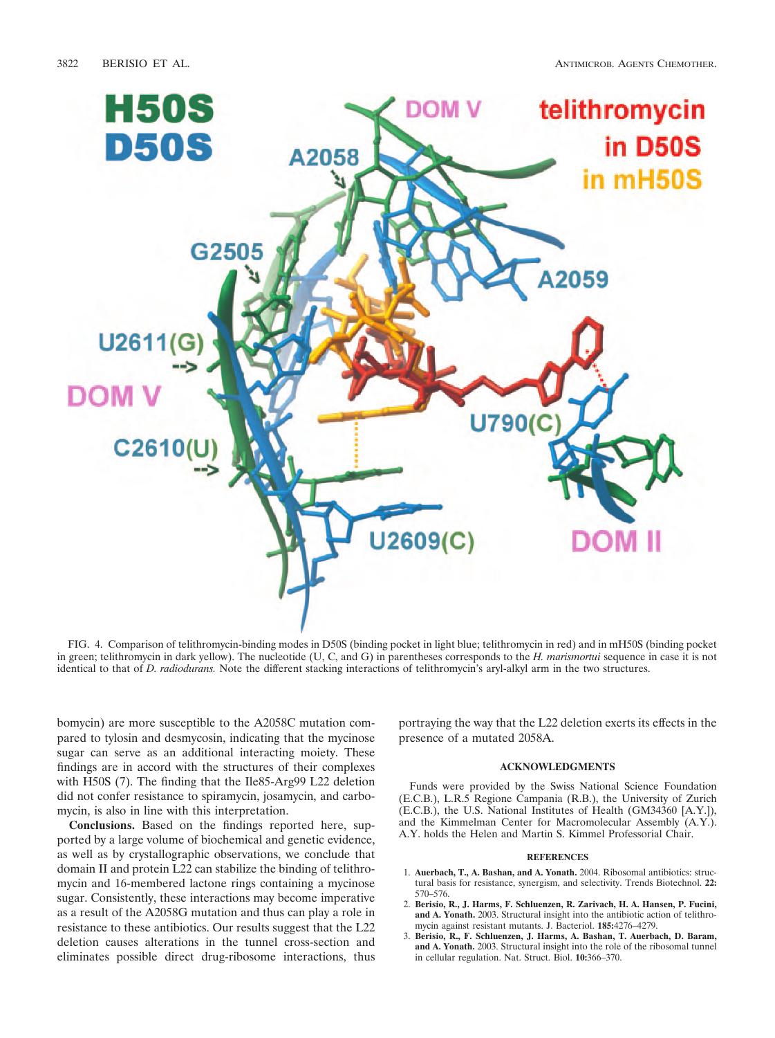FIG. 4. Comparison of telithromycin-binding modes in D50S (binding pocket in light blue; telithromycin in red) and in mH50S (binding pocket in green; telithromycin in dark yellow). The nucleotide (U, C, and G) in parentheses corresponds to the *H. marismortui* sequence in case it is not identical to that of *D. radiodurans.* Note the different stacking interactions of telithromycin's aryl-alkyl arm in the two structures.

bomycin) are more susceptible to the A2058C mutation compared to tylosin and desmycosin, indicating that the mycinose sugar can serve as an additional interacting moiety. These findings are in accord with the structures of their complexes with H50S (7). The finding that the Ile85-Arg99 L22 deletion did not confer resistance to spiramycin, josamycin, and carbomycin, is also in line with this interpretation.

**Conclusions.** Based on the findings reported here, supported by a large volume of biochemical and genetic evidence, as well as by crystallographic observations, we conclude that domain II and protein L22 can stabilize the binding of telithromycin and 16-membered lactone rings containing a mycinose sugar. Consistently, these interactions may become imperative as a result of the A2058G mutation and thus can play a role in resistance to these antibiotics. Our results suggest that the L22 deletion causes alterations in the tunnel cross-section and eliminates possible direct drug-ribosome interactions, thus portraying the way that the L22 deletion exerts its effects in the presence of a mutated 2058A.

## ACKNOWLEDGMENTS

Funds were provided by the Swiss National Science Foundation (E.C.B.), L.R.5 Regione Campania (R.B.), the University of Zurich (E.C.B.), the U.S. National Institutes of Health (GM34360 [A.Y.]), and the Kimmelman Center for Macromolecular Assembly (A.Y.). A.Y. holds the Helen and Martin S. Kimmel Professorial Chair.

## REFERENCES

1. **Auerbach, T., A. Bashan, and A. Yonath.** 2004. Ribosomal antibiotics: structural basis for resistance, synergism, and selectivity. Trends Biotechnol. **22:** 570–576.
2. **Berisio, R., J. Harms, F. Schluenzen, R. Zarivach, H. A. Hansen, P. Fucini, and A. Yonath.** 2003. Structural insight into the antibiotic action of telithromycin against resistant mutants. J. Bacteriol. **185:**4276–4279.
3. **Berisio, R., F. Schluenzen, J. Harms, A. Bashan, T. Auerbach, D. Baram, and A. Yonath.** 2003. Structural insight into the role of the ribosomal tunnel in cellular regulation. Nat. Struct. Biol. **10:**366–370.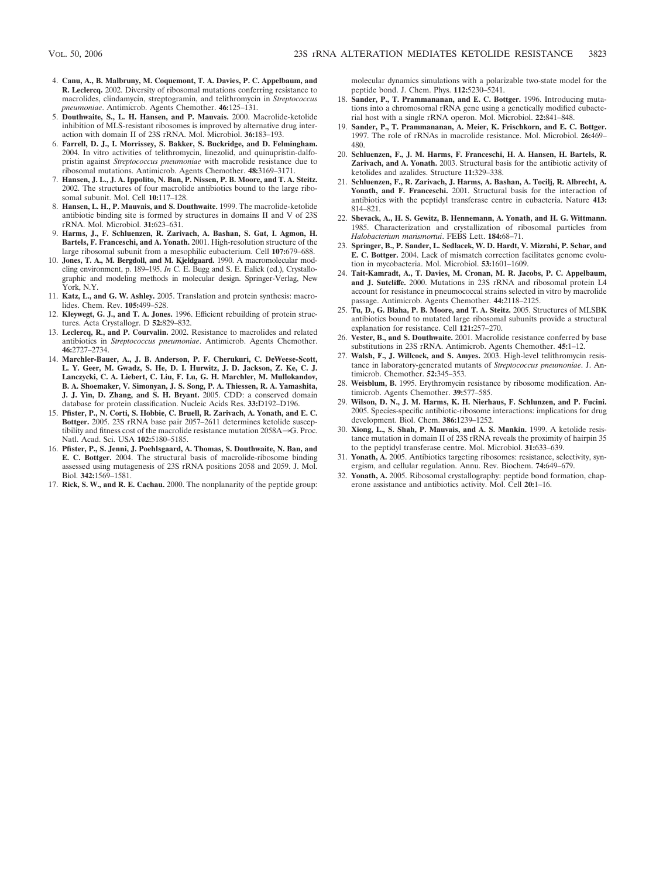4. **Canu, A., B. Malbruny, M. Coquemont, T. A. Davies, P. C. Appelbaum, and R. Leclercq.** 2002. Diversity of ribosomal mutations conferring resistance to macrolides, clindamycin, streptogramin, and telithromycin in *Streptococcus pneumoniae*. Antimicrob. Agents Chemother. **46:**125–131.
5. **Douthwaite, S., L. H. Hansen, and P. Mauvais.** 2000. Macrolide-ketolide inhibition of MLS-resistant ribosomes is improved by alternative drug interaction with domain II of 23S rRNA. Mol. Microbiol. **36:**183–193.
6. **Farrell, D. J., I. Morrissey, S. Bakker, S. Buckridge, and D. Felmingham.** 2004. In vitro activities of telithromycin, linezolid, and quinupristin-dalfopristin against *Streptococcus pneumoniae* with macrolide resistance due to ribosomal mutations. Antimicrob. Agents Chemother. **48:**3169–3171.
7. **Hansen, J. L., J. A. Ippolito, N. Ban, P. Nissen, P. B. Moore, and T. A. Steitz.** 2002. The structures of four macrolide antibiotics bound to the large ribosomal subunit. Mol. Cell **10:**117–128.
8. **Hansen, L. H., P. Mauvais, and S. Douthwaite.** 1999. The macrolide-ketolide antibiotic binding site is formed by structures in domains II and V of 23S rRNA. Mol. Microbiol. **31:**623–631.
9. **Harms, J., F. Schluenzen, R. Zarivach, A. Bashan, S. Gat, I. Agmon, H. Bartels, F. Franceschi, and A. Yonath.** 2001. High-resolution structure of the large ribosomal subunit from a mesophilic eubacterium. Cell **107:**679–688.
10. **Jones, T. A., M. Bergdoll, and M. Kjeldgaard.** 1990. A macromolecular modeling environment, p. 189–195. *In* C. E. Bugg and S. E. Ealick (ed.), Crystallographic and modeling methods in molecular design. Springer-Verlag, New York, N.Y.
11. **Katz, L., and G. W. Ashley.** 2005. Translation and protein synthesis: macrolides. Chem. Rev. **105:**499–528.
12. **Kleywegt, G. J., and T. A. Jones.** 1996. Efficient rebuilding of protein structures. Acta Crystallogr. D **52:**829–832.
13. **Leclercq, R., and P. Courvalin.** 2002. Resistance to macrolides and related antibiotics in *Streptococcus pneumoniae*. Antimicrob. Agents Chemother. **46:**2727–2734.
14. **Marchler-Bauer, A., J. B. Anderson, P. F. Cherukuri, C. DeWeese-Scott, L. Y. Geer, M. Gwadz, S. He, D. I. Hurwitz, J. D. Jackson, Z. Ke, C. J. Lanczycki, C. A. Liebert, C. Liu, F. Lu, G. H. Marchler, M. Mullokandov, B. A. Shoemaker, V. Simonyan, J. S. Song, P. A. Thiessen, R. A. Yamashita, J. J. Yin, D. Zhang, and S. H. Bryant.** 2005. CDD: a conserved domain database for protein classification. Nucleic Acids Res. **33:**D192–D196.
15. **Pfister, P., N. Corti, S. Hobbie, C. Bruell, R. Zarivach, A. Yonath, and E. C. Bottger.** 2005. 23S rRNA base pair 2057–2611 determines ketolide susceptibility and fitness cost of the macrolide resistance mutation 2058A→G. Proc. Natl. Acad. Sci. USA **102:**5180–5185.
16. **Pfister, P., S. Jenni, J. Poehlsgaard, A. Thomas, S. Douthwaite, N. Ban, and E. C. Bottger.** 2004. The structural basis of macrolide-ribosome binding assessed using mutagenesis of 23S rRNA positions 2058 and 2059. J. Mol. Biol. **342:**1569–1581.
17. **Rick, S. W., and R. E. Cachau.** 2000. The nonplanarity of the peptide group: molecular dynamics simulations with a polarizable two-state model for the peptide bond. J. Chem. Phys. **112:**5230–5241.
18. **Sander, P., T. Prammananan, and E. C. Bottger.** 1996. Introducing mutations into a chromosomal rRNA gene using a genetically modified eubacterial host with a single rRNA operon. Mol. Microbiol. **22:**841–848.
19. **Sander, P., T. Prammananan, A. Meier, K. Frischkorn, and E. C. Bottger.** 1997. The role of rRNAs in macrolide resistance. Mol. Microbiol. **26:**469–480.
20. **Schluenzen, F., J. M. Harms, F. Franceschi, H. A. Hansen, H. Bartels, R. Zarivach, and A. Yonath.** 2003. Structural basis for the antibiotic activity of ketolides and azalides. Structure **11:**329–338.
21. **Schluenzen, F., R. Zarivach, J. Harms, A. Bashan, A. Tocilj, R. Albrecht, A. Yonath, and F. Franceschi.** 2001. Structural basis for the interaction of antibiotics with the peptidyl transferase centre in eubacteria. Nature **413:**814–821.
22. **Shevack, A., H. S. Gewitz, B. Hennemann, A. Yonath, and H. G. Wittmann.** 1985. Characterization and crystallization of ribosomal particles from *Halobacterium marismortui*. FEBS Lett. **184:**68–71.
23. **Springer, B., P. Sander, L. Sedlacek, W. D. Hardt, V. Mizrahi, P. Schar, and E. C. Bottger.** 2004. Lack of mismatch correction facilitates genome evolution in mycobacteria. Mol. Microbiol. **53:**1601–1609.
24. **Tait-Kamradt, A., T. Davies, M. Cronan, M. R. Jacobs, P. C. Appelbaum, and J. Sutcliffe.** 2000. Mutations in 23S rRNA and ribosomal protein L4 account for resistance in pneumococcal strains selected in vitro by macrolide passage. Antimicrob. Agents Chemother. **44:**2118–2125.
25. **Tu, D., G. Blaha, P. B. Moore, and T. A. Steitz.** 2005. Structures of MLSBK antibiotics bound to mutated large ribosomal subunits provide a structural explanation for resistance. Cell **121:**257–270.
26. **Vester, B., and S. Douthwaite.** 2001. Macrolide resistance conferred by base substitutions in 23S rRNA. Antimicrob. Agents Chemother. **45:**1–12.
27. **Walsh, F., J. Willcock, and S. Amyes.** 2003. High-level telithromycin resistance in laboratory-generated mutants of *Streptococcus pneumoniae*. J. Antimicrob. Chemother. **52:**345–353.
28. **Weisblum, B.** 1995. Erythromycin resistance by ribosome modification. Antimicrob. Agents Chemother. **39:**577–585.
29. **Wilson, D. N., J. M. Harms, K. H. Nierhaus, F. Schlunzen, and P. Fucini.** 2005. Species-specific antibiotic-ribosome interactions: implications for drug development. Biol. Chem. **386:**1239–1252.
30. **Xiong, L., S. Shah, P. Mauvais, and A. S. Mankin.** 1999. A ketolide resistance mutation in domain II of 23S rRNA reveals the proximity of hairpin 35 to the peptidyl transferase centre. Mol. Microbiol. **31:**633–639.
31. **Yonath, A.** 2005. Antibiotics targeting ribosomes: resistance, selectivity, synergism, and cellular regulation. Annu. Rev. Biochem. **74:**649–679.
32. **Yonath, A.** 2005. Ribosomal crystallography: peptide bond formation, chaperone assistance and antibiotics activity. Mol. Cell **20:**1–16.